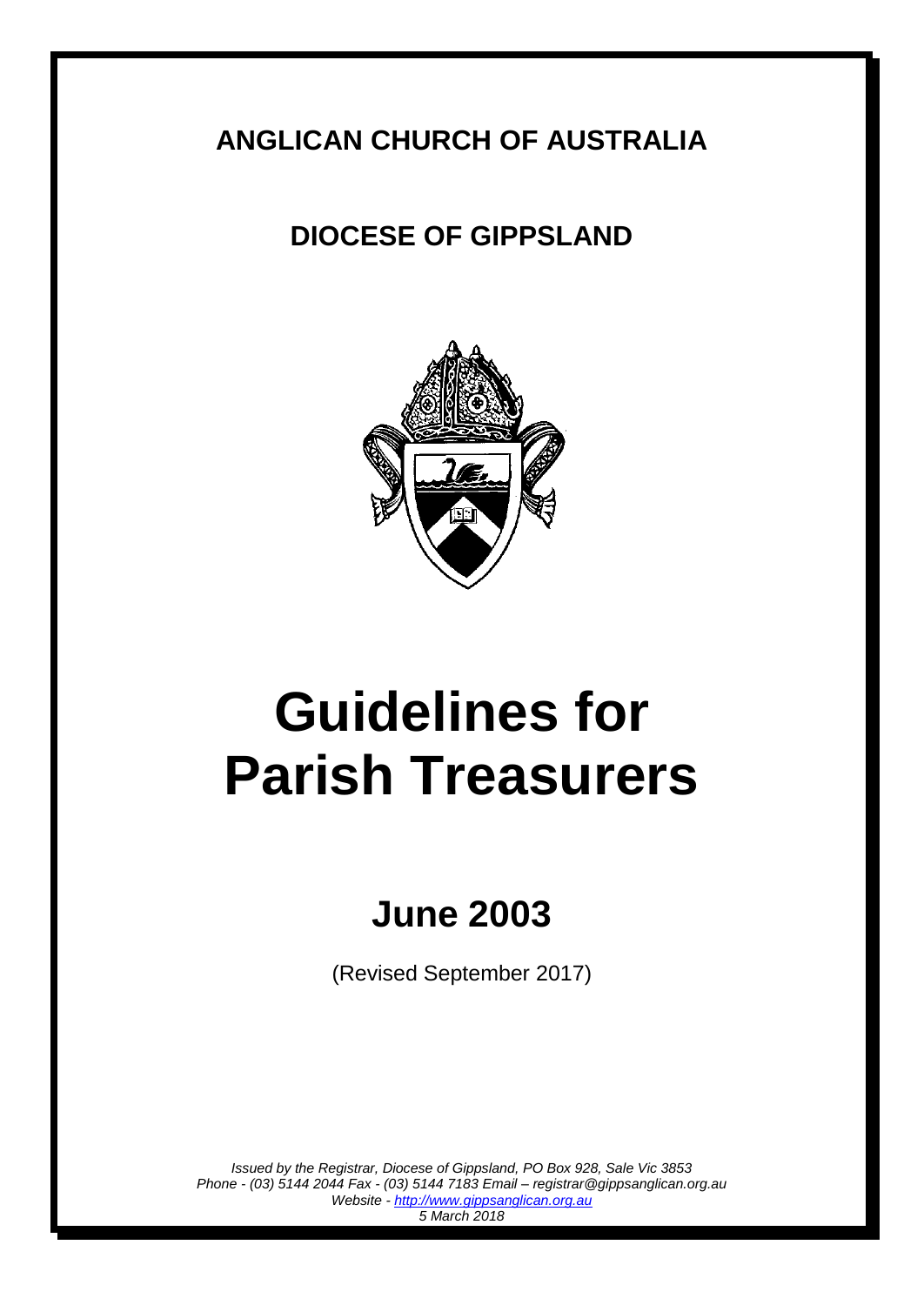**ANGLICAN CHURCH OF AUSTRALIA**

**DIOCESE OF GIPPSLAND**

# Guidelines for Parish Treasurers

## June 2003

(Revised September 2017)

*Issued by the Registrar, Diocese of Gippsland, PO Box 928, Sale Vic 3853*
*Phone - (03) 5144 2044 Fax - (03) 5144 7183 Email – registrar@gippsanglican.org.au*
*Website - [http://www.gippsanglican.org.au](http://www.gippsanglican.org.au)*
*5 March 2018*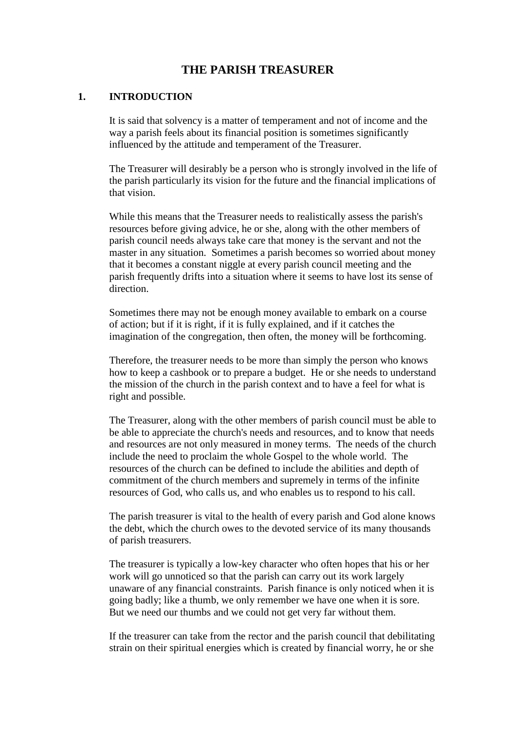# THE PARISH TREASURER

## 1. INTRODUCTION

It is said that solvency is a matter of temperament and not of income and the way a parish feels about its financial position is sometimes significantly influenced by the attitude and temperament of the Treasurer.

The Treasurer will desirably be a person who is strongly involved in the life of the parish particularly its vision for the future and the financial implications of that vision.

While this means that the Treasurer needs to realistically assess the parish's resources before giving advice, he or she, along with the other members of parish council needs always take care that money is the servant and not the master in any situation. Sometimes a parish becomes so worried about money that it becomes a constant niggle at every parish council meeting and the parish frequently drifts into a situation where it seems to have lost its sense of direction.

Sometimes there may not be enough money available to embark on a course of action; but if it is right, if it is fully explained, and if it catches the imagination of the congregation, then often, the money will be forthcoming.

Therefore, the treasurer needs to be more than simply the person who knows how to keep a cashbook or to prepare a budget. He or she needs to understand the mission of the church in the parish context and to have a feel for what is right and possible.

The Treasurer, along with the other members of parish council must be able to be able to appreciate the church's needs and resources, and to know that needs and resources are not only measured in money terms. The needs of the church include the need to proclaim the whole Gospel to the whole world. The resources of the church can be defined to include the abilities and depth of commitment of the church members and supremely in terms of the infinite resources of God, who calls us, and who enables us to respond to his call.

The parish treasurer is vital to the health of every parish and God alone knows the debt, which the church owes to the devoted service of its many thousands of parish treasurers.

The treasurer is typically a low-key character who often hopes that his or her work will go unnoticed so that the parish can carry out its work largely unaware of any financial constraints. Parish finance is only noticed when it is going badly; like a thumb, we only remember we have one when it is sore. But we need our thumbs and we could not get very far without them.

If the treasurer can take from the rector and the parish council that debilitating strain on their spiritual energies which is created by financial worry, he or she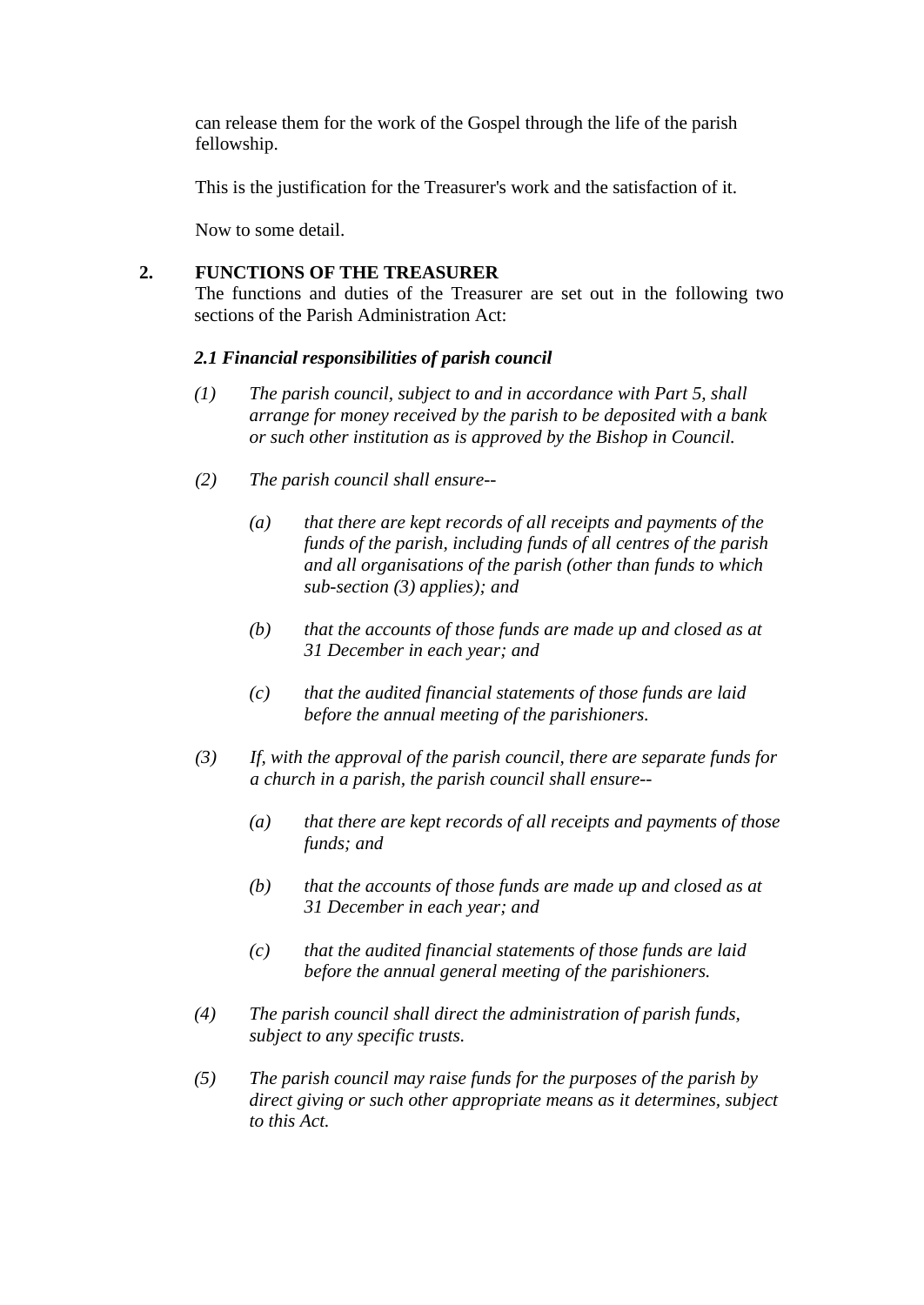can release them for the work of the Gospel through the life of the parish fellowship.

This is the justification for the Treasurer's work and the satisfaction of it.

Now to some detail.

## 2. FUNCTIONS OF THE TREASURER

The functions and duties of the Treasurer are set out in the following two sections of the Parish Administration Act:

### *2.1 Financial responsibilities of parish council*

*(1) The parish council, subject to and in accordance with Part 5, shall arrange for money received by the parish to be deposited with a bank or such other institution as is approved by the Bishop in Council.*

*(2) The parish council shall ensure--*

> *(a) that there are kept records of all receipts and payments of the funds of the parish, including funds of all centres of the parish and all organisations of the parish (other than funds to which sub-section (3) applies); and*
>
> *(b) that the accounts of those funds are made up and closed as at 31 December in each year; and*
>
> *(c) that the audited financial statements of those funds are laid before the annual meeting of the parishioners.*

*(3) If, with the approval of the parish council, there are separate funds for a church in a parish, the parish council shall ensure--*

> *(a) that there are kept records of all receipts and payments of those funds; and*
>
> *(b) that the accounts of those funds are made up and closed as at 31 December in each year; and*
>
> *(c) that the audited financial statements of those funds are laid before the annual general meeting of the parishioners.*

*(4) The parish council shall direct the administration of parish funds, subject to any specific trusts.*

*(5) The parish council may raise funds for the purposes of the parish by direct giving or such other appropriate means as it determines, subject to this Act.*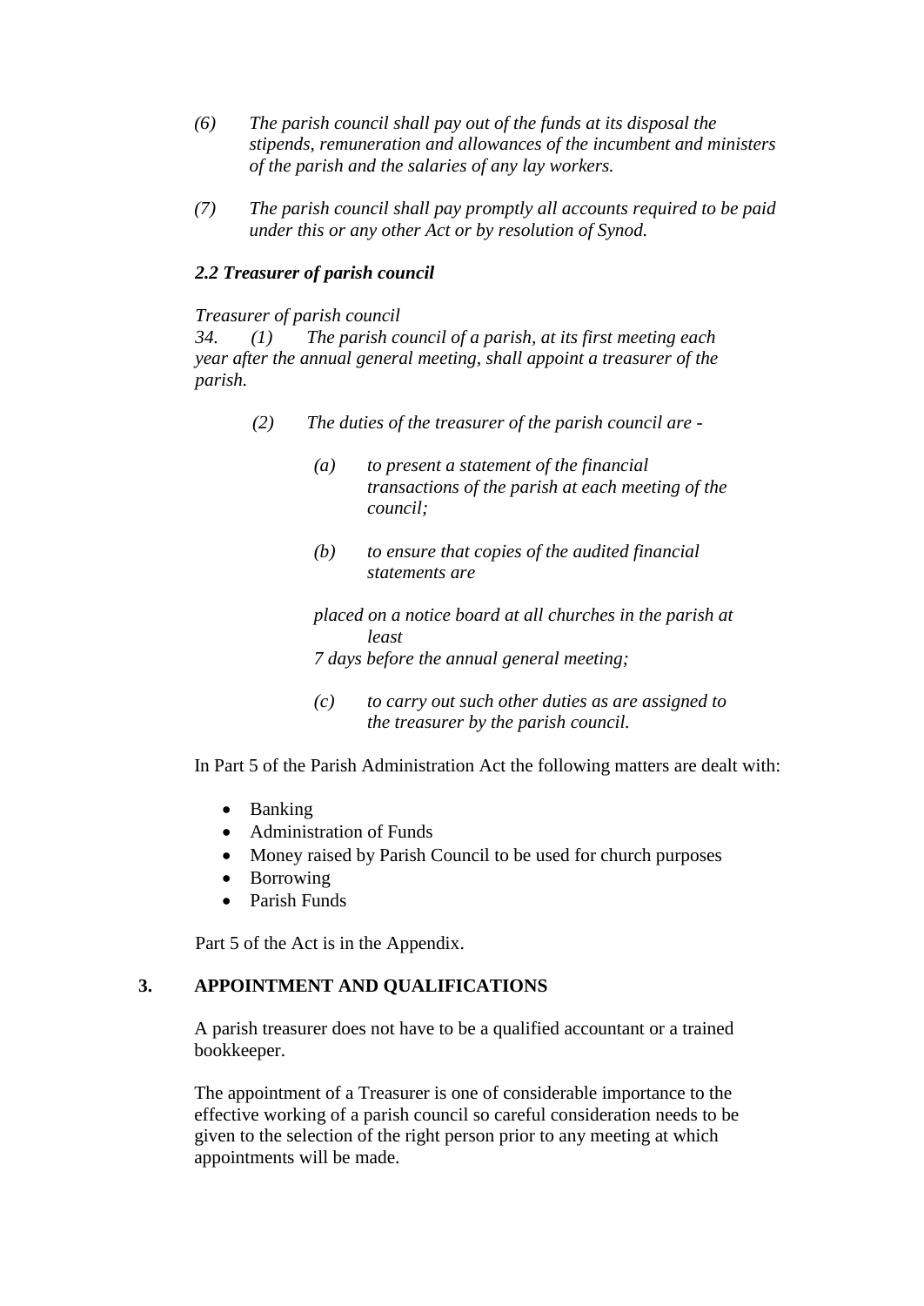*(6) The parish council shall pay out of the funds at its disposal the stipends, remuneration and allowances of the incumbent and ministers of the parish and the salaries of any lay workers.*

*(7) The parish council shall pay promptly all accounts required to be paid under this or any other Act or by resolution of Synod.*

***2.2 Treasurer of parish council***

*Treasurer of parish council*
*34. (1) The parish council of a parish, at its first meeting each year after the annual general meeting, shall appoint a treasurer of the parish.*

*(2) The duties of the treasurer of the parish council are -*

*(a) to present a statement of the financial transactions of the parish at each meeting of the council;*

*(b) to ensure that copies of the audited financial statements are placed on a notice board at all churches in the parish at least 7 days before the annual general meeting;*

*(c) to carry out such other duties as are assigned to the treasurer by the parish council.*

In Part 5 of the Parish Administration Act the following matters are dealt with:

- Banking
- Administration of Funds
- Money raised by Parish Council to be used for church purposes
- Borrowing
- Parish Funds

Part 5 of the Act is in the Appendix.

## 3. APPOINTMENT AND QUALIFICATIONS

A parish treasurer does not have to be a qualified accountant or a trained bookkeeper.

The appointment of a Treasurer is one of considerable importance to the effective working of a parish council so careful consideration needs to be given to the selection of the right person prior to any meeting at which appointments will be made.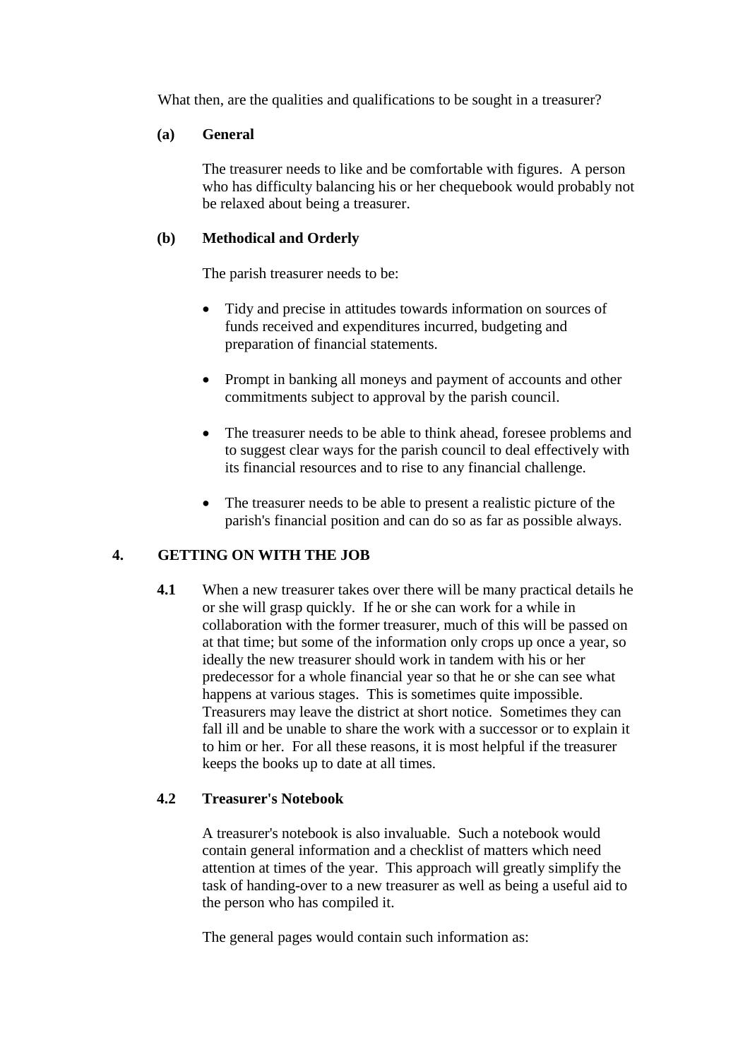What then, are the qualities and qualifications to be sought in a treasurer?

**(a) General**

The treasurer needs to like and be comfortable with figures. A person who has difficulty balancing his or her chequebook would probably not be relaxed about being a treasurer.

**(b) Methodical and Orderly**

The parish treasurer needs to be:

- Tidy and precise in attitudes towards information on sources of funds received and expenditures incurred, budgeting and preparation of financial statements.
- Prompt in banking all moneys and payment of accounts and other commitments subject to approval by the parish council.
- The treasurer needs to be able to think ahead, foresee problems and to suggest clear ways for the parish council to deal effectively with its financial resources and to rise to any financial challenge.
- The treasurer needs to be able to present a realistic picture of the parish's financial position and can do so as far as possible always.

## 4. GETTING ON WITH THE JOB

**4.1** When a new treasurer takes over there will be many practical details he or she will grasp quickly. If he or she can work for a while in collaboration with the former treasurer, much of this will be passed on at that time; but some of the information only crops up once a year, so ideally the new treasurer should work in tandem with his or her predecessor for a whole financial year so that he or she can see what happens at various stages. This is sometimes quite impossible. Treasurers may leave the district at short notice. Sometimes they can fall ill and be unable to share the work with a successor or to explain it to him or her. For all these reasons, it is most helpful if the treasurer keeps the books up to date at all times.

### 4.2 Treasurer's Notebook

A treasurer's notebook is also invaluable. Such a notebook would contain general information and a checklist of matters which need attention at times of the year. This approach will greatly simplify the task of handing-over to a new treasurer as well as being a useful aid to the person who has compiled it.

The general pages would contain such information as: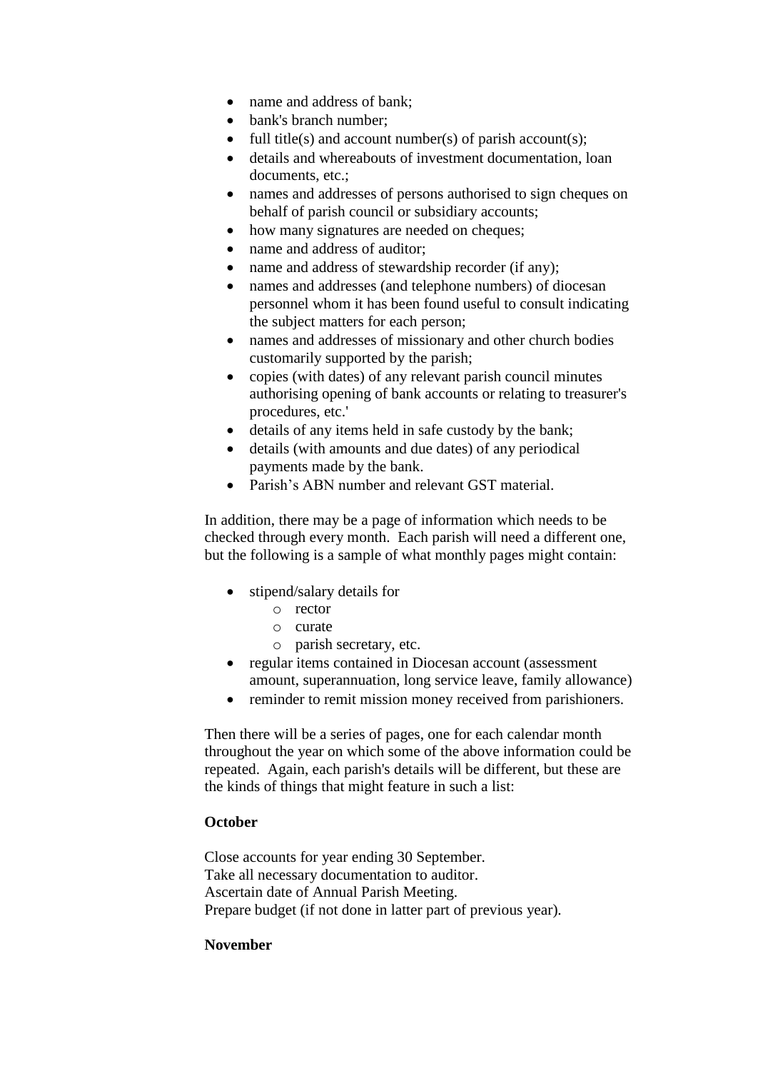- name and address of bank;
- bank's branch number;
- full title(s) and account number(s) of parish account(s);
- details and whereabouts of investment documentation, loan documents, etc.;
- names and addresses of persons authorised to sign cheques on behalf of parish council or subsidiary accounts;
- how many signatures are needed on cheques;
- name and address of auditor;
- name and address of stewardship recorder (if any);
- names and addresses (and telephone numbers) of diocesan personnel whom it has been found useful to consult indicating the subject matters for each person;
- names and addresses of missionary and other church bodies customarily supported by the parish;
- copies (with dates) of any relevant parish council minutes authorising opening of bank accounts or relating to treasurer's procedures, etc.'
- details of any items held in safe custody by the bank;
- details (with amounts and due dates) of any periodical payments made by the bank.
- Parish's ABN number and relevant GST material.

In addition, there may be a page of information which needs to be checked through every month. Each parish will need a different one, but the following is a sample of what monthly pages might contain:

- stipend/salary details for
    - rector
    - curate
    - parish secretary, etc.
- regular items contained in Diocesan account (assessment amount, superannuation, long service leave, family allowance)
- reminder to remit mission money received from parishioners.

Then there will be a series of pages, one for each calendar month throughout the year on which some of the above information could be repeated. Again, each parish's details will be different, but these are the kinds of things that might feature in such a list:

**October**

Close accounts for year ending 30 September.
Take all necessary documentation to auditor.
Ascertain date of Annual Parish Meeting.
Prepare budget (if not done in latter part of previous year).

**November**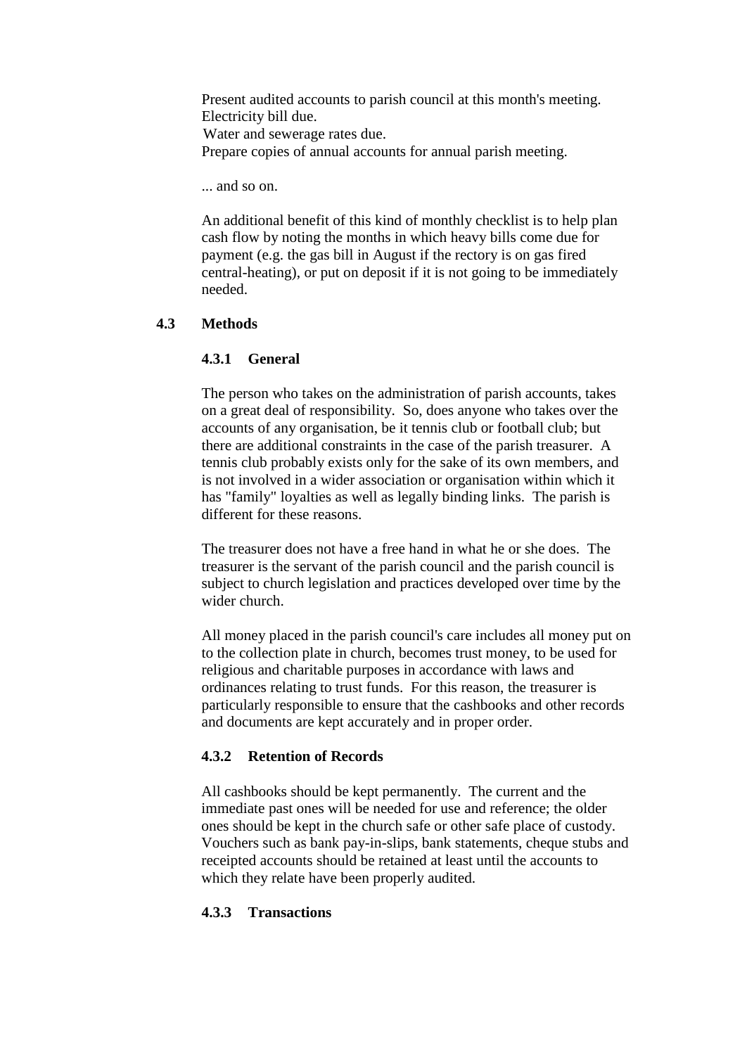Present audited accounts to parish council at this month's meeting.
Electricity bill due.
Water and sewerage rates due.
Prepare copies of annual accounts for annual parish meeting.

... and so on.

An additional benefit of this kind of monthly checklist is to help plan cash flow by noting the months in which heavy bills come due for payment (e.g. the gas bill in August if the rectory is on gas fired central-heating), or put on deposit if it is not going to be immediately needed.

### 4.3 Methods

#### 4.3.1 General

The person who takes on the administration of parish accounts, takes on a great deal of responsibility. So, does anyone who takes over the accounts of any organisation, be it tennis club or football club; but there are additional constraints in the case of the parish treasurer. A tennis club probably exists only for the sake of its own members, and is not involved in a wider association or organisation within which it has "family" loyalties as well as legally binding links. The parish is different for these reasons.

The treasurer does not have a free hand in what he or she does. The treasurer is the servant of the parish council and the parish council is subject to church legislation and practices developed over time by the wider church.

All money placed in the parish council's care includes all money put on to the collection plate in church, becomes trust money, to be used for religious and charitable purposes in accordance with laws and ordinances relating to trust funds. For this reason, the treasurer is particularly responsible to ensure that the cashbooks and other records and documents are kept accurately and in proper order.

#### 4.3.2 Retention of Records

All cashbooks should be kept permanently. The current and the immediate past ones will be needed for use and reference; the older ones should be kept in the church safe or other safe place of custody. Vouchers such as bank pay-in-slips, bank statements, cheque stubs and receipted accounts should be retained at least until the accounts to which they relate have been properly audited.

#### 4.3.3 Transactions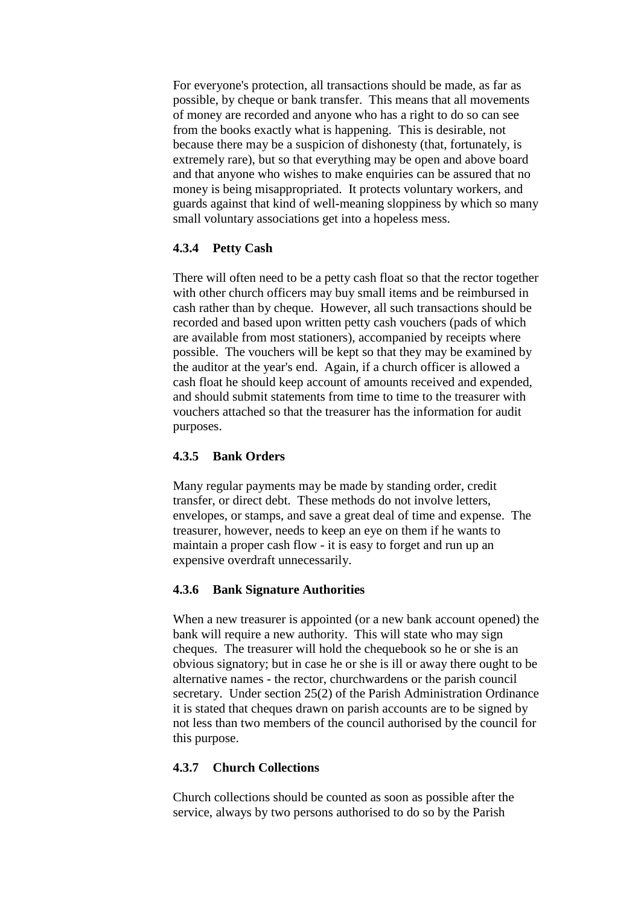For everyone's protection, all transactions should be made, as far as possible, by cheque or bank transfer. This means that all movements of money are recorded and anyone who has a right to do so can see from the books exactly what is happening. This is desirable, not because there may be a suspicion of dishonesty (that, fortunately, is extremely rare), but so that everything may be open and above board and that anyone who wishes to make enquiries can be assured that no money is being misappropriated. It protects voluntary workers, and guards against that kind of well-meaning sloppiness by which so many small voluntary associations get into a hopeless mess.

#### 4.3.4 Petty Cash

There will often need to be a petty cash float so that the rector together with other church officers may buy small items and be reimbursed in cash rather than by cheque. However, all such transactions should be recorded and based upon written petty cash vouchers (pads of which are available from most stationers), accompanied by receipts where possible. The vouchers will be kept so that they may be examined by the auditor at the year's end. Again, if a church officer is allowed a cash float he should keep account of amounts received and expended, and should submit statements from time to time to the treasurer with vouchers attached so that the treasurer has the information for audit purposes.

#### 4.3.5 Bank Orders

Many regular payments may be made by standing order, credit transfer, or direct debt. These methods do not involve letters, envelopes, or stamps, and save a great deal of time and expense. The treasurer, however, needs to keep an eye on them if he wants to maintain a proper cash flow - it is easy to forget and run up an expensive overdraft unnecessarily.

#### 4.3.6 Bank Signature Authorities

When a new treasurer is appointed (or a new bank account opened) the bank will require a new authority. This will state who may sign cheques. The treasurer will hold the chequebook so he or she is an obvious signatory; but in case he or she is ill or away there ought to be alternative names - the rector, churchwardens or the parish council secretary. Under section 25(2) of the Parish Administration Ordinance it is stated that cheques drawn on parish accounts are to be signed by not less than two members of the council authorised by the council for this purpose.

#### 4.3.7 Church Collections

Church collections should be counted as soon as possible after the service, always by two persons authorised to do so by the Parish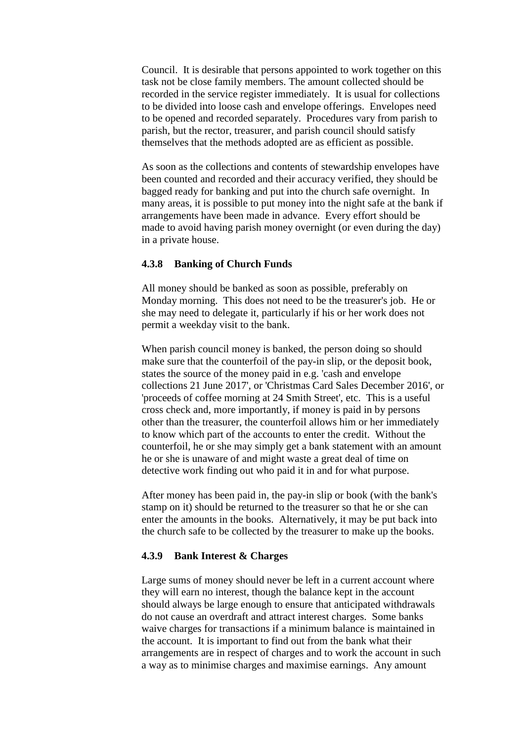Council. It is desirable that persons appointed to work together on this task not be close family members. The amount collected should be recorded in the service register immediately. It is usual for collections to be divided into loose cash and envelope offerings. Envelopes need to be opened and recorded separately. Procedures vary from parish to parish, but the rector, treasurer, and parish council should satisfy themselves that the methods adopted are as efficient as possible.

As soon as the collections and contents of stewardship envelopes have been counted and recorded and their accuracy verified, they should be bagged ready for banking and put into the church safe overnight. In many areas, it is possible to put money into the night safe at the bank if arrangements have been made in advance. Every effort should be made to avoid having parish money overnight (or even during the day) in a private house.

### 4.3.8 Banking of Church Funds

All money should be banked as soon as possible, preferably on Monday morning. This does not need to be the treasurer's job. He or she may need to delegate it, particularly if his or her work does not permit a weekday visit to the bank.

When parish council money is banked, the person doing so should make sure that the counterfoil of the pay-in slip, or the deposit book, states the source of the money paid in e.g. 'cash and envelope collections 21 June 2017', or 'Christmas Card Sales December 2016', or 'proceeds of coffee morning at 24 Smith Street', etc. This is a useful cross check and, more importantly, if money is paid in by persons other than the treasurer, the counterfoil allows him or her immediately to know which part of the accounts to enter the credit. Without the counterfoil, he or she may simply get a bank statement with an amount he or she is unaware of and might waste a great deal of time on detective work finding out who paid it in and for what purpose.

After money has been paid in, the pay-in slip or book (with the bank's stamp on it) should be returned to the treasurer so that he or she can enter the amounts in the books. Alternatively, it may be put back into the church safe to be collected by the treasurer to make up the books.

### 4.3.9 Bank Interest & Charges

Large sums of money should never be left in a current account where they will earn no interest, though the balance kept in the account should always be large enough to ensure that anticipated withdrawals do not cause an overdraft and attract interest charges. Some banks waive charges for transactions if a minimum balance is maintained in the account. It is important to find out from the bank what their arrangements are in respect of charges and to work the account in such a way as to minimise charges and maximise earnings. Any amount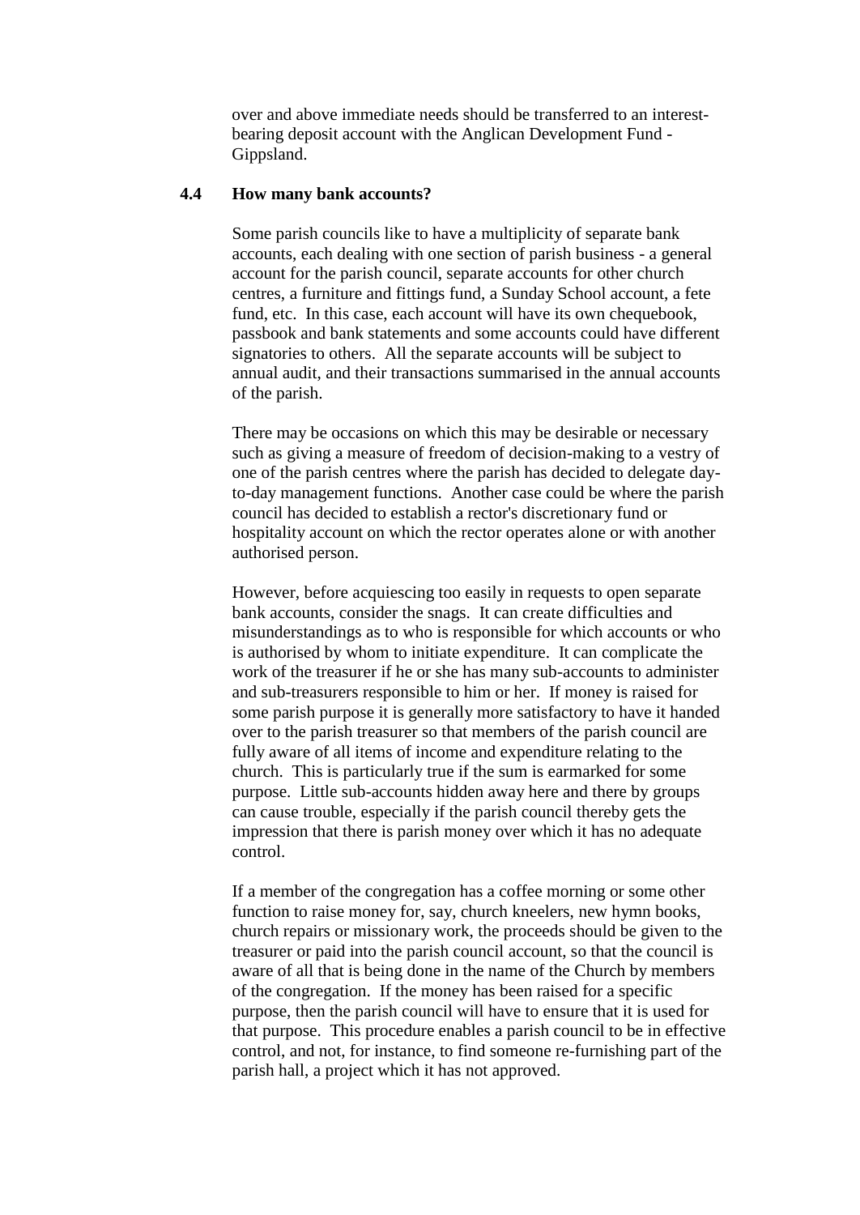over and above immediate needs should be transferred to an interest-bearing deposit account with the Anglican Development Fund - Gippsland.

### 4.4 How many bank accounts?

Some parish councils like to have a multiplicity of separate bank accounts, each dealing with one section of parish business - a general account for the parish council, separate accounts for other church centres, a furniture and fittings fund, a Sunday School account, a fete fund, etc. In this case, each account will have its own chequebook, passbook and bank statements and some accounts could have different signatories to others. All the separate accounts will be subject to annual audit, and their transactions summarised in the annual accounts of the parish.

There may be occasions on which this may be desirable or necessary such as giving a measure of freedom of decision-making to a vestry of one of the parish centres where the parish has decided to delegate day-to-day management functions. Another case could be where the parish council has decided to establish a rector's discretionary fund or hospitality account on which the rector operates alone or with another authorised person.

However, before acquiescing too easily in requests to open separate bank accounts, consider the snags. It can create difficulties and misunderstandings as to who is responsible for which accounts or who is authorised by whom to initiate expenditure. It can complicate the work of the treasurer if he or she has many sub-accounts to administer and sub-treasurers responsible to him or her. If money is raised for some parish purpose it is generally more satisfactory to have it handed over to the parish treasurer so that members of the parish council are fully aware of all items of income and expenditure relating to the church. This is particularly true if the sum is earmarked for some purpose. Little sub-accounts hidden away here and there by groups can cause trouble, especially if the parish council thereby gets the impression that there is parish money over which it has no adequate control.

If a member of the congregation has a coffee morning or some other function to raise money for, say, church kneelers, new hymn books, church repairs or missionary work, the proceeds should be given to the treasurer or paid into the parish council account, so that the council is aware of all that is being done in the name of the Church by members of the congregation. If the money has been raised for a specific purpose, then the parish council will have to ensure that it is used for that purpose. This procedure enables a parish council to be in effective control, and not, for instance, to find someone re-furnishing part of the parish hall, a project which it has not approved.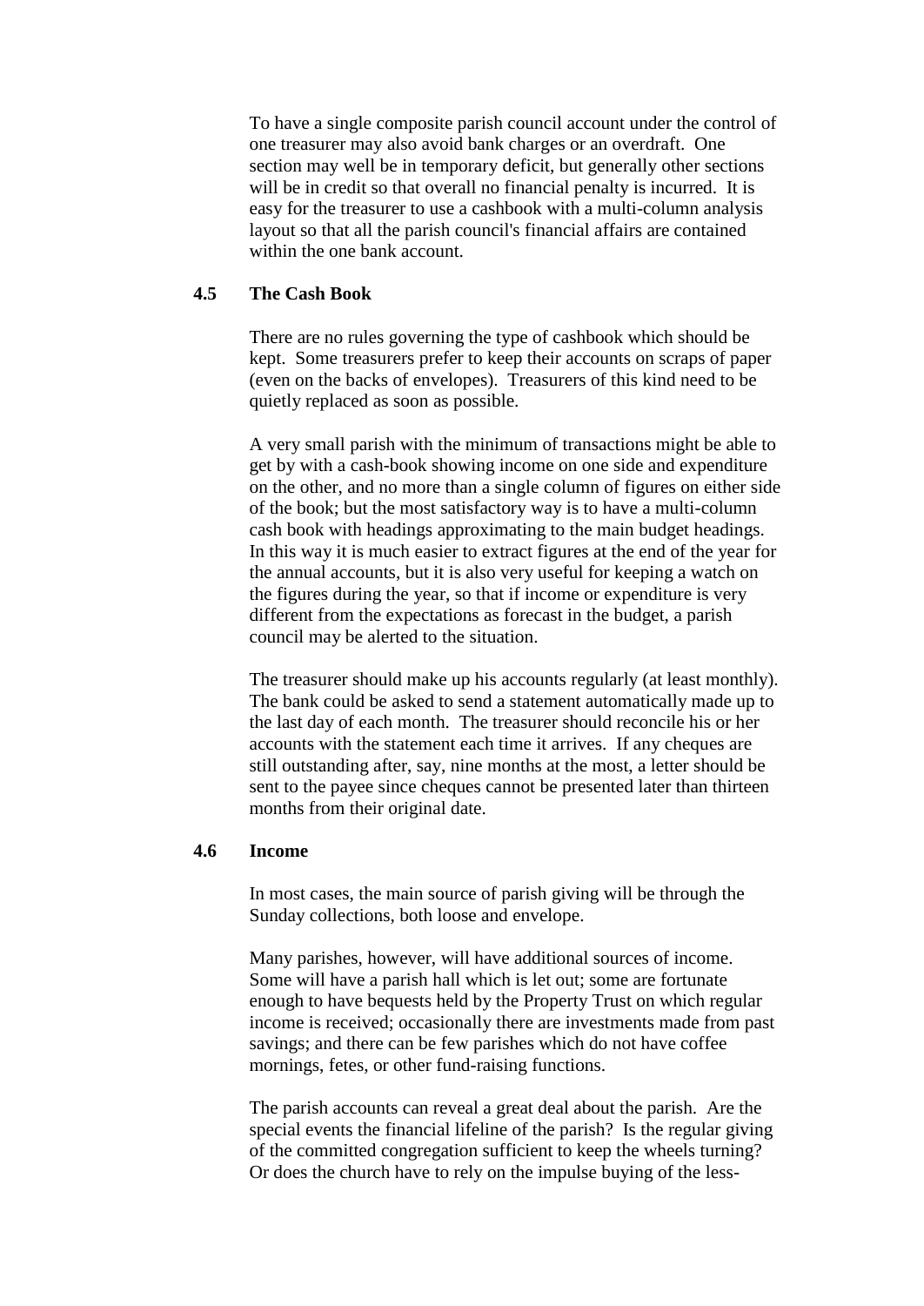To have a single composite parish council account under the control of one treasurer may also avoid bank charges or an overdraft. One section may well be in temporary deficit, but generally other sections will be in credit so that overall no financial penalty is incurred. It is easy for the treasurer to use a cashbook with a multi-column analysis layout so that all the parish council's financial affairs are contained within the one bank account.

### 4.5 The Cash Book

There are no rules governing the type of cashbook which should be kept. Some treasurers prefer to keep their accounts on scraps of paper (even on the backs of envelopes). Treasurers of this kind need to be quietly replaced as soon as possible.

A very small parish with the minimum of transactions might be able to get by with a cash-book showing income on one side and expenditure on the other, and no more than a single column of figures on either side of the book; but the most satisfactory way is to have a multi-column cash book with headings approximating to the main budget headings. In this way it is much easier to extract figures at the end of the year for the annual accounts, but it is also very useful for keeping a watch on the figures during the year, so that if income or expenditure is very different from the expectations as forecast in the budget, a parish council may be alerted to the situation.

The treasurer should make up his accounts regularly (at least monthly). The bank could be asked to send a statement automatically made up to the last day of each month. The treasurer should reconcile his or her accounts with the statement each time it arrives. If any cheques are still outstanding after, say, nine months at the most, a letter should be sent to the payee since cheques cannot be presented later than thirteen months from their original date.

### 4.6 Income

In most cases, the main source of parish giving will be through the Sunday collections, both loose and envelope.

Many parishes, however, will have additional sources of income. Some will have a parish hall which is let out; some are fortunate enough to have bequests held by the Property Trust on which regular income is received; occasionally there are investments made from past savings; and there can be few parishes which do not have coffee mornings, fetes, or other fund-raising functions.

The parish accounts can reveal a great deal about the parish. Are the special events the financial lifeline of the parish? Is the regular giving of the committed congregation sufficient to keep the wheels turning? Or does the church have to rely on the impulse buying of the less-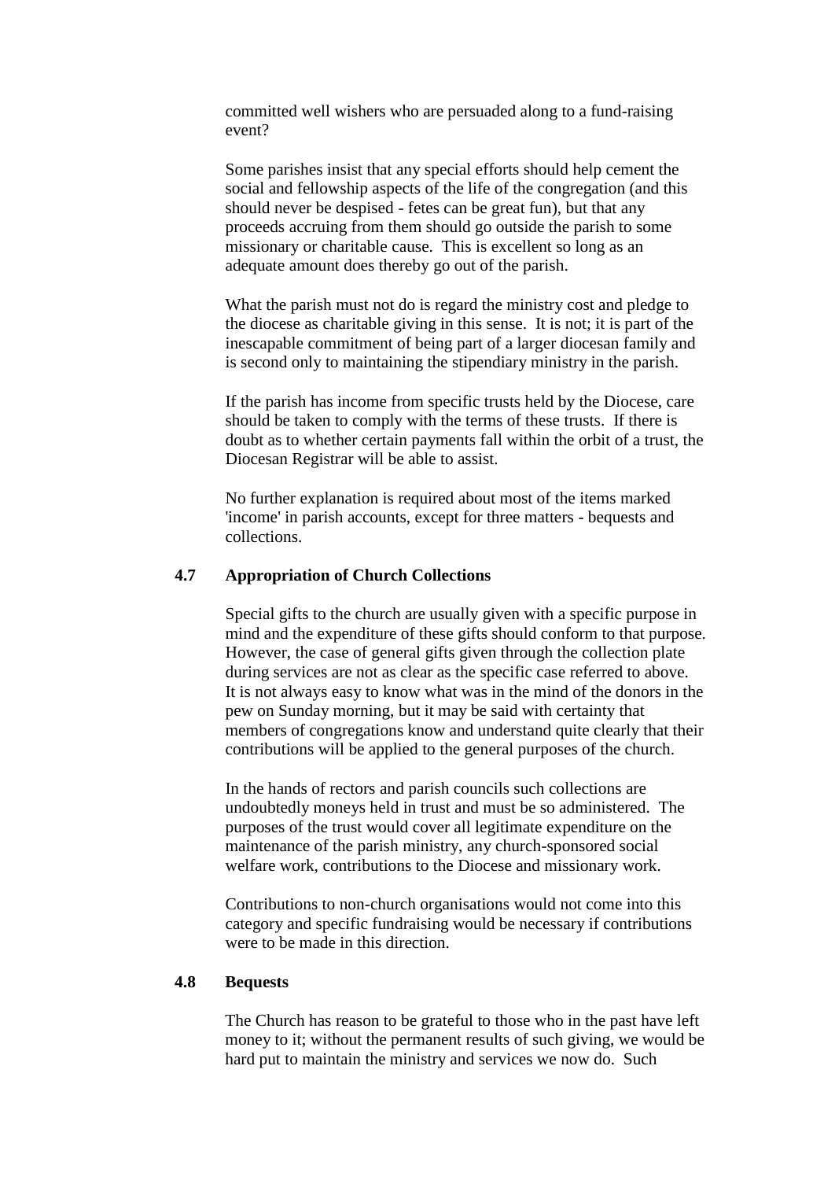committed well wishers who are persuaded along to a fund-raising event?

Some parishes insist that any special efforts should help cement the social and fellowship aspects of the life of the congregation (and this should never be despised - fetes can be great fun), but that any proceeds accruing from them should go outside the parish to some missionary or charitable cause. This is excellent so long as an adequate amount does thereby go out of the parish.

What the parish must not do is regard the ministry cost and pledge to the diocese as charitable giving in this sense. It is not; it is part of the inescapable commitment of being part of a larger diocesan family and is second only to maintaining the stipendiary ministry in the parish.

If the parish has income from specific trusts held by the Diocese, care should be taken to comply with the terms of these trusts. If there is doubt as to whether certain payments fall within the orbit of a trust, the Diocesan Registrar will be able to assist.

No further explanation is required about most of the items marked 'income' in parish accounts, except for three matters - bequests and collections.

### 4.7 Appropriation of Church Collections

Special gifts to the church are usually given with a specific purpose in mind and the expenditure of these gifts should conform to that purpose. However, the case of general gifts given through the collection plate during services are not as clear as the specific case referred to above. It is not always easy to know what was in the mind of the donors in the pew on Sunday morning, but it may be said with certainty that members of congregations know and understand quite clearly that their contributions will be applied to the general purposes of the church.

In the hands of rectors and parish councils such collections are undoubtedly moneys held in trust and must be so administered. The purposes of the trust would cover all legitimate expenditure on the maintenance of the parish ministry, any church-sponsored social welfare work, contributions to the Diocese and missionary work.

Contributions to non-church organisations would not come into this category and specific fundraising would be necessary if contributions were to be made in this direction.

### 4.8 Bequests

The Church has reason to be grateful to those who in the past have left money to it; without the permanent results of such giving, we would be hard put to maintain the ministry and services we now do. Such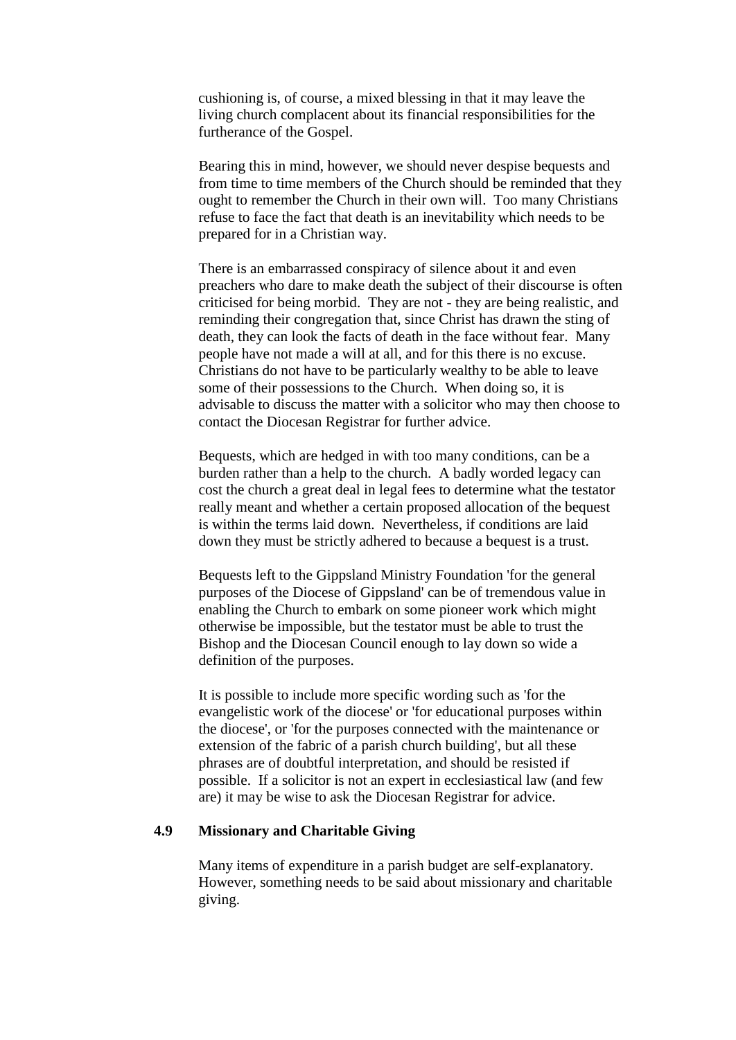cushioning is, of course, a mixed blessing in that it may leave the living church complacent about its financial responsibilities for the furtherance of the Gospel.

Bearing this in mind, however, we should never despise bequests and from time to time members of the Church should be reminded that they ought to remember the Church in their own will. Too many Christians refuse to face the fact that death is an inevitability which needs to be prepared for in a Christian way.

There is an embarrassed conspiracy of silence about it and even preachers who dare to make death the subject of their discourse is often criticised for being morbid. They are not - they are being realistic, and reminding their congregation that, since Christ has drawn the sting of death, they can look the facts of death in the face without fear. Many people have not made a will at all, and for this there is no excuse. Christians do not have to be particularly wealthy to be able to leave some of their possessions to the Church. When doing so, it is advisable to discuss the matter with a solicitor who may then choose to contact the Diocesan Registrar for further advice.

Bequests, which are hedged in with too many conditions, can be a burden rather than a help to the church. A badly worded legacy can cost the church a great deal in legal fees to determine what the testator really meant and whether a certain proposed allocation of the bequest is within the terms laid down. Nevertheless, if conditions are laid down they must be strictly adhered to because a bequest is a trust.

Bequests left to the Gippsland Ministry Foundation 'for the general purposes of the Diocese of Gippsland' can be of tremendous value in enabling the Church to embark on some pioneer work which might otherwise be impossible, but the testator must be able to trust the Bishop and the Diocesan Council enough to lay down so wide a definition of the purposes.

It is possible to include more specific wording such as 'for the evangelistic work of the diocese' or 'for educational purposes within the diocese', or 'for the purposes connected with the maintenance or extension of the fabric of a parish church building', but all these phrases are of doubtful interpretation, and should be resisted if possible. If a solicitor is not an expert in ecclesiastical law (and few are) it may be wise to ask the Diocesan Registrar for advice.

### 4.9 Missionary and Charitable Giving

Many items of expenditure in a parish budget are self-explanatory. However, something needs to be said about missionary and charitable giving.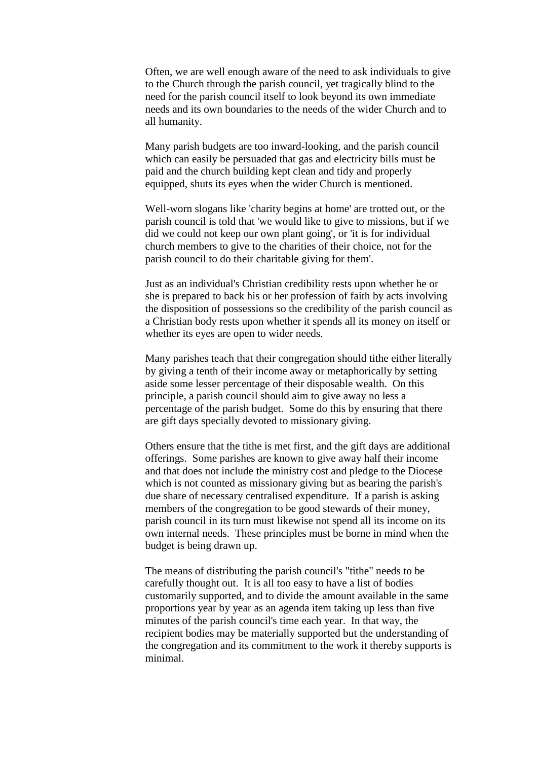Often, we are well enough aware of the need to ask individuals to give to the Church through the parish council, yet tragically blind to the need for the parish council itself to look beyond its own immediate needs and its own boundaries to the needs of the wider Church and to all humanity.

Many parish budgets are too inward-looking, and the parish council which can easily be persuaded that gas and electricity bills must be paid and the church building kept clean and tidy and properly equipped, shuts its eyes when the wider Church is mentioned.

Well-worn slogans like 'charity begins at home' are trotted out, or the parish council is told that 'we would like to give to missions, but if we did we could not keep our own plant going', or 'it is for individual church members to give to the charities of their choice, not for the parish council to do their charitable giving for them'.

Just as an individual's Christian credibility rests upon whether he or she is prepared to back his or her profession of faith by acts involving the disposition of possessions so the credibility of the parish council as a Christian body rests upon whether it spends all its money on itself or whether its eyes are open to wider needs.

Many parishes teach that their congregation should tithe either literally by giving a tenth of their income away or metaphorically by setting aside some lesser percentage of their disposable wealth. On this principle, a parish council should aim to give away no less a percentage of the parish budget. Some do this by ensuring that there are gift days specially devoted to missionary giving.

Others ensure that the tithe is met first, and the gift days are additional offerings. Some parishes are known to give away half their income and that does not include the ministry cost and pledge to the Diocese which is not counted as missionary giving but as bearing the parish's due share of necessary centralised expenditure. If a parish is asking members of the congregation to be good stewards of their money, parish council in its turn must likewise not spend all its income on its own internal needs. These principles must be borne in mind when the budget is being drawn up.

The means of distributing the parish council's "tithe" needs to be carefully thought out. It is all too easy to have a list of bodies customarily supported, and to divide the amount available in the same proportions year by year as an agenda item taking up less than five minutes of the parish council's time each year. In that way, the recipient bodies may be materially supported but the understanding of the congregation and its commitment to the work it thereby supports is minimal.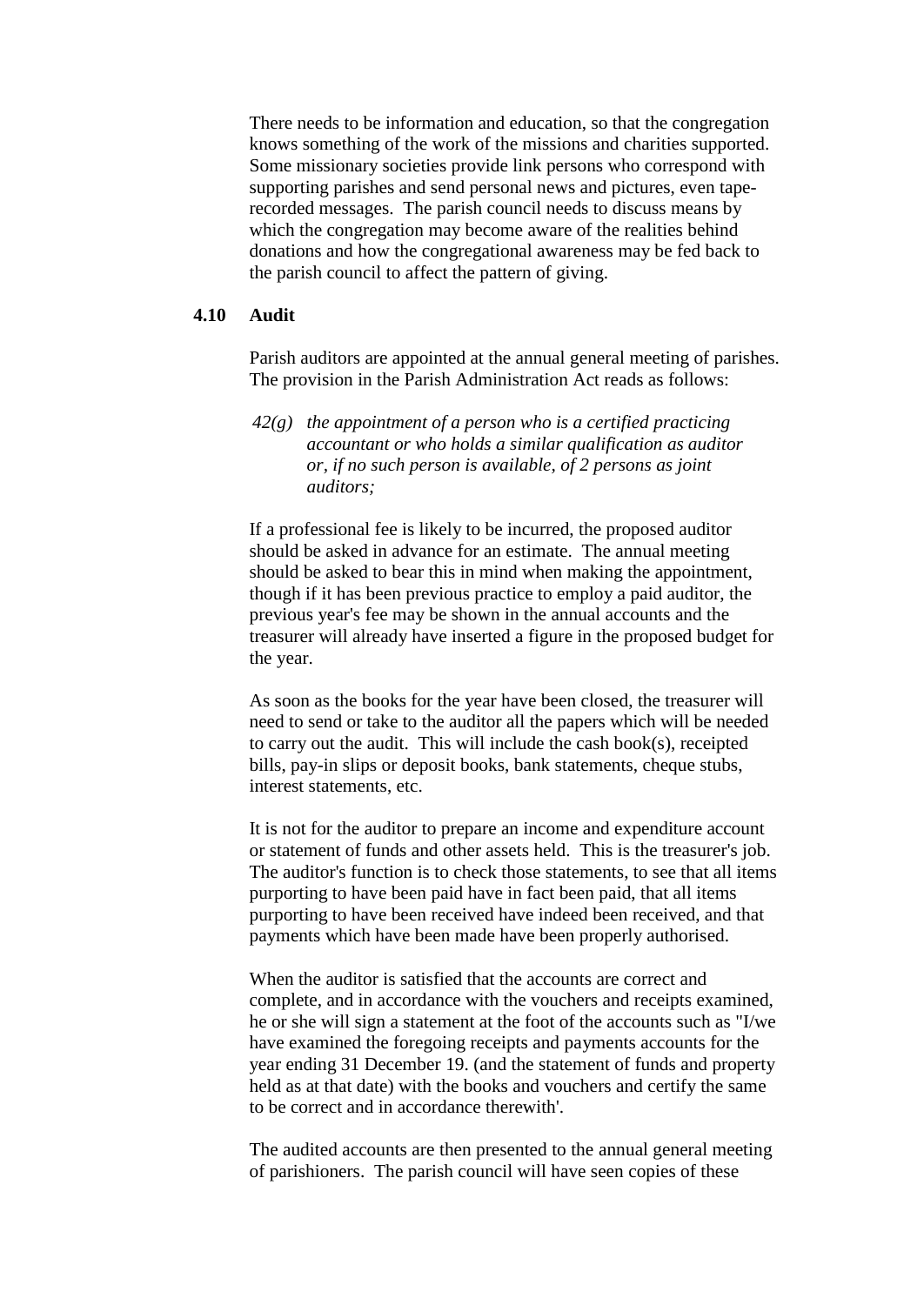There needs to be information and education, so that the congregation knows something of the work of the missions and charities supported. Some missionary societies provide link persons who correspond with supporting parishes and send personal news and pictures, even tape-recorded messages. The parish council needs to discuss means by which the congregation may become aware of the realities behind donations and how the congregational awareness may be fed back to the parish council to affect the pattern of giving.

### 4.10 Audit

Parish auditors are appointed at the annual general meeting of parishes. The provision in the Parish Administration Act reads as follows:

> *42(g) the appointment of a person who is a certified practicing accountant or who holds a similar qualification as auditor or, if no such person is available, of 2 persons as joint auditors;*

If a professional fee is likely to be incurred, the proposed auditor should be asked in advance for an estimate. The annual meeting should be asked to bear this in mind when making the appointment, though if it has been previous practice to employ a paid auditor, the previous year's fee may be shown in the annual accounts and the treasurer will already have inserted a figure in the proposed budget for the year.

As soon as the books for the year have been closed, the treasurer will need to send or take to the auditor all the papers which will be needed to carry out the audit. This will include the cash book(s), receipted bills, pay-in slips or deposit books, bank statements, cheque stubs, interest statements, etc.

It is not for the auditor to prepare an income and expenditure account or statement of funds and other assets held. This is the treasurer's job. The auditor's function is to check those statements, to see that all items purporting to have been paid have in fact been paid, that all items purporting to have been received have indeed been received, and that payments which have been made have been properly authorised.

When the auditor is satisfied that the accounts are correct and complete, and in accordance with the vouchers and receipts examined, he or she will sign a statement at the foot of the accounts such as "I/we have examined the foregoing receipts and payments accounts for the year ending 31 December 19. (and the statement of funds and property held as at that date) with the books and vouchers and certify the same to be correct and in accordance therewith'.

The audited accounts are then presented to the annual general meeting of parishioners. The parish council will have seen copies of these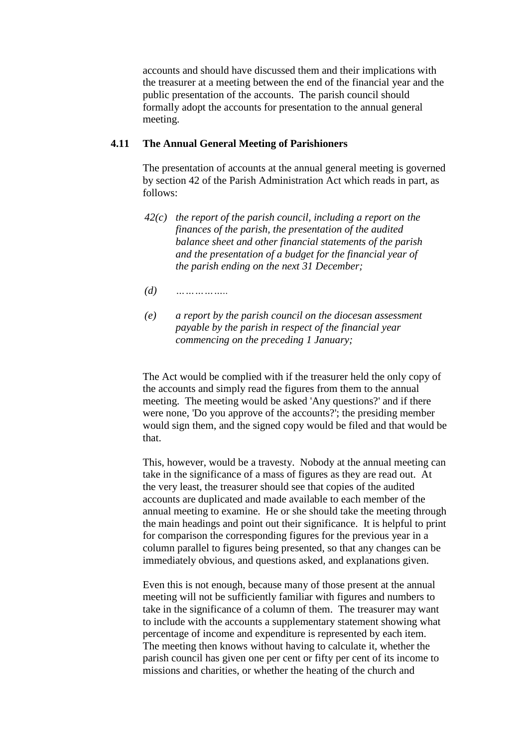accounts and should have discussed them and their implications with the treasurer at a meeting between the end of the financial year and the public presentation of the accounts. The parish council should formally adopt the accounts for presentation to the annual general meeting.

### 4.11 The Annual General Meeting of Parishioners

The presentation of accounts at the annual general meeting is governed by section 42 of the Parish Administration Act which reads in part, as follows:

> *42(c) the report of the parish council, including a report on the finances of the parish, the presentation of the audited balance sheet and other financial statements of the parish and the presentation of a budget for the financial year of the parish ending on the next 31 December;*
>
> *(d) …………….*
>
> *(e) a report by the parish council on the diocesan assessment payable by the parish in respect of the financial year commencing on the preceding 1 January;*

The Act would be complied with if the treasurer held the only copy of the accounts and simply read the figures from them to the annual meeting. The meeting would be asked 'Any questions?' and if there were none, 'Do you approve of the accounts?'; the presiding member would sign them, and the signed copy would be filed and that would be that.

This, however, would be a travesty. Nobody at the annual meeting can take in the significance of a mass of figures as they are read out. At the very least, the treasurer should see that copies of the audited accounts are duplicated and made available to each member of the annual meeting to examine. He or she should take the meeting through the main headings and point out their significance. It is helpful to print for comparison the corresponding figures for the previous year in a column parallel to figures being presented, so that any changes can be immediately obvious, and questions asked, and explanations given.

Even this is not enough, because many of those present at the annual meeting will not be sufficiently familiar with figures and numbers to take in the significance of a column of them. The treasurer may want to include with the accounts a supplementary statement showing what percentage of income and expenditure is represented by each item. The meeting then knows without having to calculate it, whether the parish council has given one per cent or fifty per cent of its income to missions and charities, or whether the heating of the church and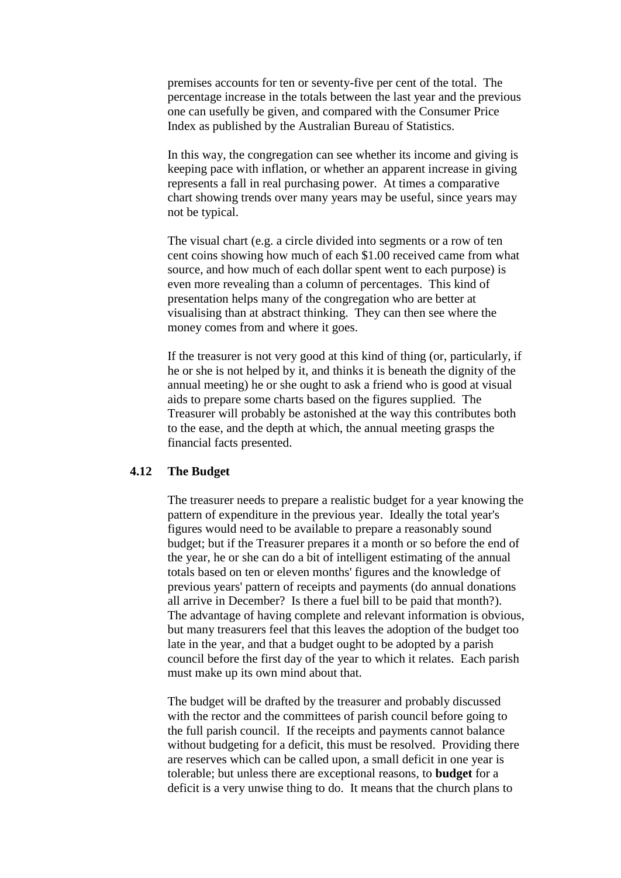premises accounts for ten or seventy-five per cent of the total. The percentage increase in the totals between the last year and the previous one can usefully be given, and compared with the Consumer Price Index as published by the Australian Bureau of Statistics.

In this way, the congregation can see whether its income and giving is keeping pace with inflation, or whether an apparent increase in giving represents a fall in real purchasing power. At times a comparative chart showing trends over many years may be useful, since years may not be typical.

The visual chart (e.g. a circle divided into segments or a row of ten cent coins showing how much of each $1.00 received came from what source, and how much of each dollar spent went to each purpose) is even more revealing than a column of percentages. This kind of presentation helps many of the congregation who are better at visualising than at abstract thinking. They can then see where the money comes from and where it goes.

If the treasurer is not very good at this kind of thing (or, particularly, if he or she is not helped by it, and thinks it is beneath the dignity of the annual meeting) he or she ought to ask a friend who is good at visual aids to prepare some charts based on the figures supplied. The Treasurer will probably be astonished at the way this contributes both to the ease, and the depth at which, the annual meeting grasps the financial facts presented.

### 4.12 The Budget

The treasurer needs to prepare a realistic budget for a year knowing the pattern of expenditure in the previous year. Ideally the total year's figures would need to be available to prepare a reasonably sound budget; but if the Treasurer prepares it a month or so before the end of the year, he or she can do a bit of intelligent estimating of the annual totals based on ten or eleven months' figures and the knowledge of previous years' pattern of receipts and payments (do annual donations all arrive in December? Is there a fuel bill to be paid that month?). The advantage of having complete and relevant information is obvious, but many treasurers feel that this leaves the adoption of the budget too late in the year, and that a budget ought to be adopted by a parish council before the first day of the year to which it relates. Each parish must make up its own mind about that.

The budget will be drafted by the treasurer and probably discussed with the rector and the committees of parish council before going to the full parish council. If the receipts and payments cannot balance without budgeting for a deficit, this must be resolved. Providing there are reserves which can be called upon, a small deficit in one year is tolerable; but unless there are exceptional reasons, to **budget** for a deficit is a very unwise thing to do. It means that the church plans to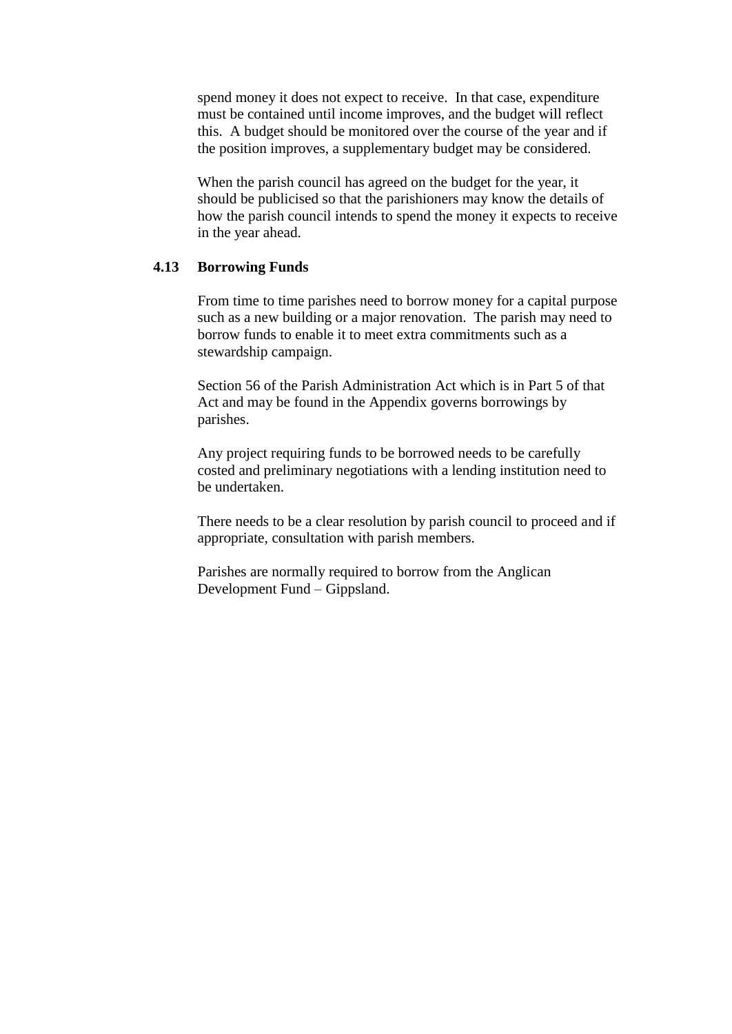spend money it does not expect to receive. In that case, expenditure must be contained until income improves, and the budget will reflect this. A budget should be monitored over the course of the year and if the position improves, a supplementary budget may be considered.

When the parish council has agreed on the budget for the year, it should be publicised so that the parishioners may know the details of how the parish council intends to spend the money it expects to receive in the year ahead.

### 4.13 Borrowing Funds

From time to time parishes need to borrow money for a capital purpose such as a new building or a major renovation. The parish may need to borrow funds to enable it to meet extra commitments such as a stewardship campaign.

Section 56 of the Parish Administration Act which is in Part 5 of that Act and may be found in the Appendix governs borrowings by parishes.

Any project requiring funds to be borrowed needs to be carefully costed and preliminary negotiations with a lending institution need to be undertaken.

There needs to be a clear resolution by parish council to proceed and if appropriate, consultation with parish members.

Parishes are normally required to borrow from the Anglican Development Fund – Gippsland.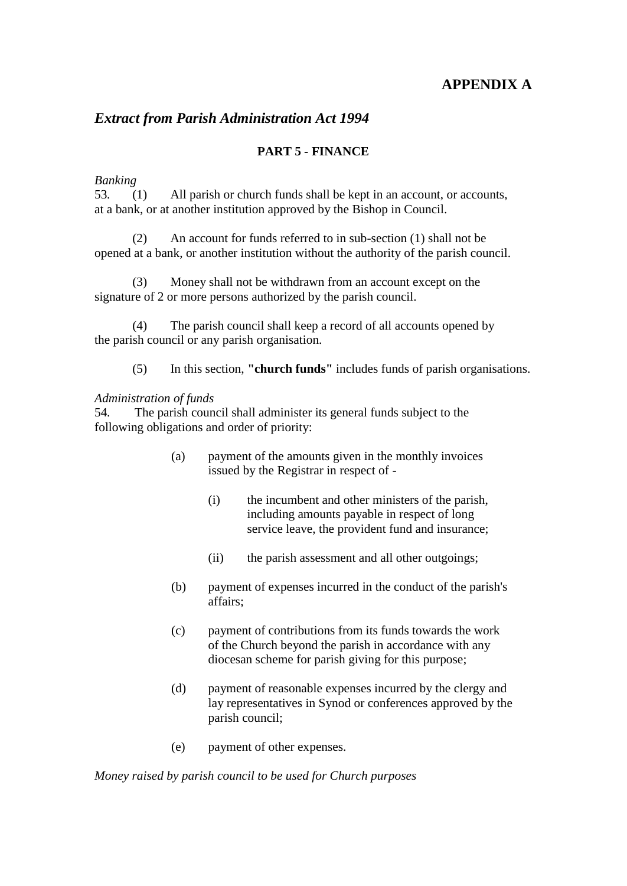# APPENDIX A

## *Extract from Parish Administration Act 1994*

### PART 5 - FINANCE

*Banking*

53. (1) All parish or church funds shall be kept in an account, or accounts, at a bank, or at another institution approved by the Bishop in Council.

(2) An account for funds referred to in sub-section (1) shall not be opened at a bank, or another institution without the authority of the parish council.

(3) Money shall not be withdrawn from an account except on the signature of 2 or more persons authorized by the parish council.

(4) The parish council shall keep a record of all accounts opened by the parish council or any parish organisation.

(5) In this section, **"church funds"** includes funds of parish organisations.

*Administration of funds*

54. The parish council shall administer its general funds subject to the following obligations and order of priority:

- (a) payment of the amounts given in the monthly invoices issued by the Registrar in respect of -
  - (i) the incumbent and other ministers of the parish, including amounts payable in respect of long service leave, the provident fund and insurance;
  - (ii) the parish assessment and all other outgoings;
- (b) payment of expenses incurred in the conduct of the parish's affairs;
- (c) payment of contributions from its funds towards the work of the Church beyond the parish in accordance with any diocesan scheme for parish giving for this purpose;
- (d) payment of reasonable expenses incurred by the clergy and lay representatives in Synod or conferences approved by the parish council;
- (e) payment of other expenses.

*Money raised by parish council to be used for Church purposes*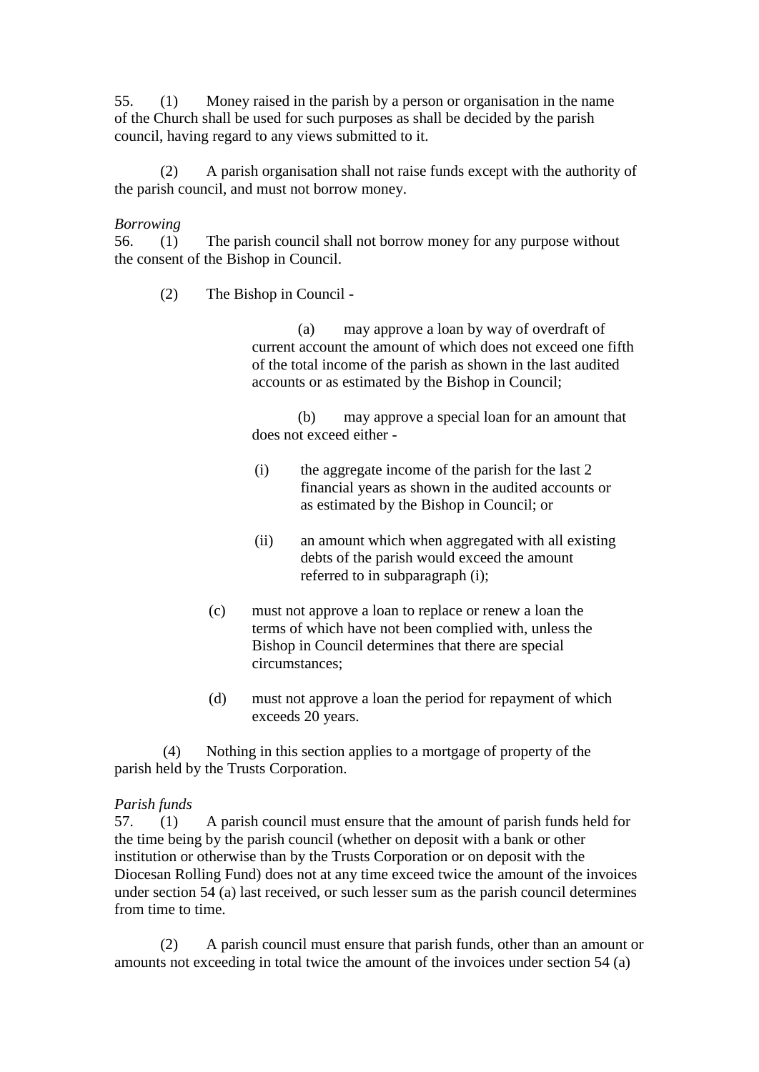55. (1) Money raised in the parish by a person or organisation in the name of the Church shall be used for such purposes as shall be decided by the parish council, having regard to any views submitted to it.

(2) A parish organisation shall not raise funds except with the authority of the parish council, and must not borrow money.

*Borrowing*

56. (1) The parish council shall not borrow money for any purpose without the consent of the Bishop in Council.

(2) The Bishop in Council -

(a) may approve a loan by way of overdraft of current account the amount of which does not exceed one fifth of the total income of the parish as shown in the last audited accounts or as estimated by the Bishop in Council;

(b) may approve a special loan for an amount that does not exceed either -

(i) the aggregate income of the parish for the last 2 financial years as shown in the audited accounts or as estimated by the Bishop in Council; or

(ii) an amount which when aggregated with all existing debts of the parish would exceed the amount referred to in subparagraph (i);

(c) must not approve a loan to replace or renew a loan the terms of which have not been complied with, unless the Bishop in Council determines that there are special circumstances;

(d) must not approve a loan the period for repayment of which exceeds 20 years.

(4) Nothing in this section applies to a mortgage of property of the parish held by the Trusts Corporation.

*Parish funds*

57. (1) A parish council must ensure that the amount of parish funds held for the time being by the parish council (whether on deposit with a bank or other institution or otherwise than by the Trusts Corporation or on deposit with the Diocesan Rolling Fund) does not at any time exceed twice the amount of the invoices under section 54 (a) last received, or such lesser sum as the parish council determines from time to time.

(2) A parish council must ensure that parish funds, other than an amount or amounts not exceeding in total twice the amount of the invoices under section 54 (a)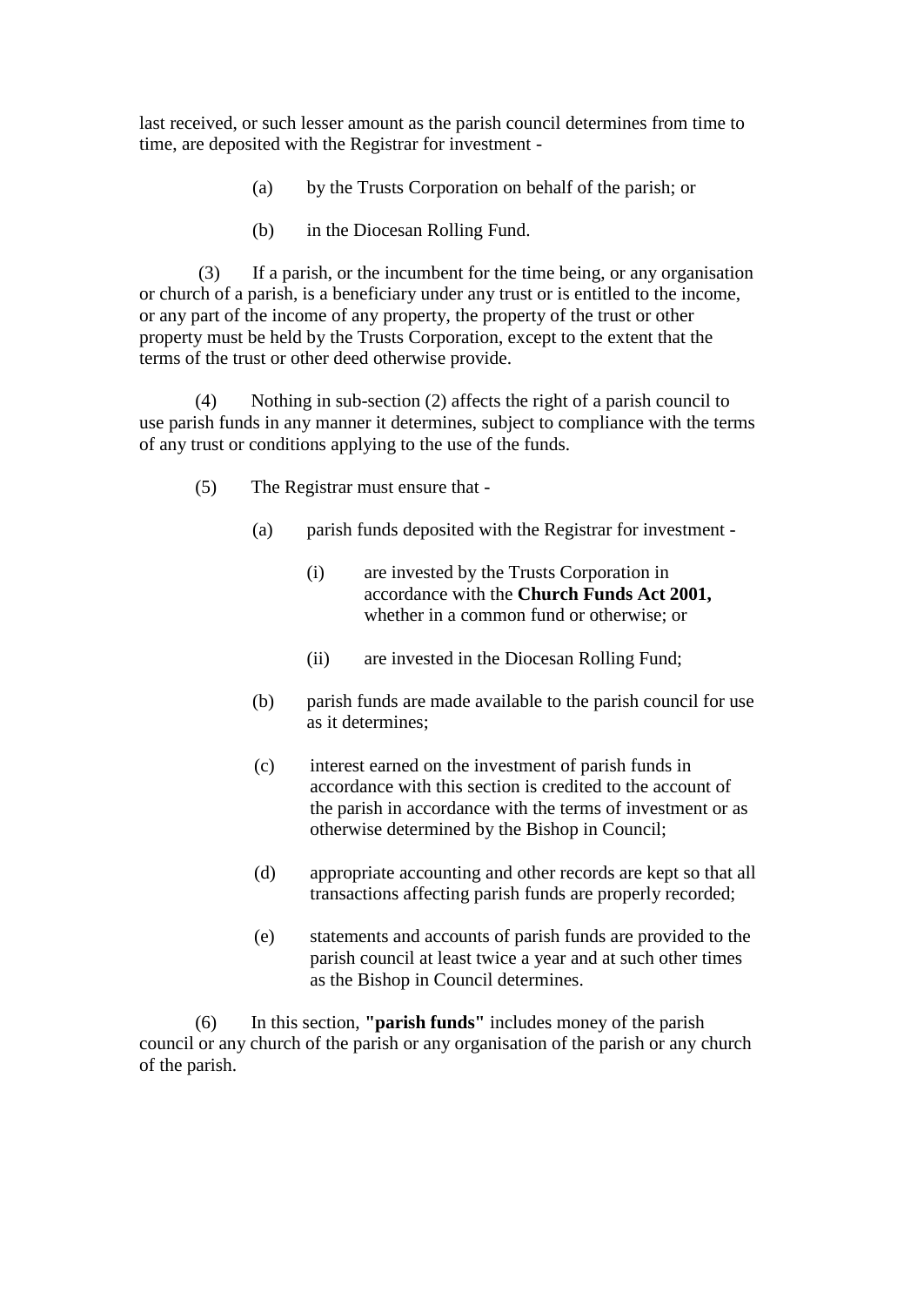last received, or such lesser amount as the parish council determines from time to time, are deposited with the Registrar for investment -

(a) by the Trusts Corporation on behalf of the parish; or

(b) in the Diocesan Rolling Fund.

(3) If a parish, or the incumbent for the time being, or any organisation or church of a parish, is a beneficiary under any trust or is entitled to the income, or any part of the income of any property, the property of the trust or other property must be held by the Trusts Corporation, except to the extent that the terms of the trust or other deed otherwise provide.

(4) Nothing in sub-section (2) affects the right of a parish council to use parish funds in any manner it determines, subject to compliance with the terms of any trust or conditions applying to the use of the funds.

(5) The Registrar must ensure that -

(a) parish funds deposited with the Registrar for investment -

(i) are invested by the Trusts Corporation in accordance with the **Church Funds Act 2001,** whether in a common fund or otherwise; or

(ii) are invested in the Diocesan Rolling Fund;

(b) parish funds are made available to the parish council for use as it determines;

(c) interest earned on the investment of parish funds in accordance with this section is credited to the account of the parish in accordance with the terms of investment or as otherwise determined by the Bishop in Council;

(d) appropriate accounting and other records are kept so that all transactions affecting parish funds are properly recorded;

(e) statements and accounts of parish funds are provided to the parish council at least twice a year and at such other times as the Bishop in Council determines.

(6) In this section, **"parish funds"** includes money of the parish council or any church of the parish or any organisation of the parish or any church of the parish.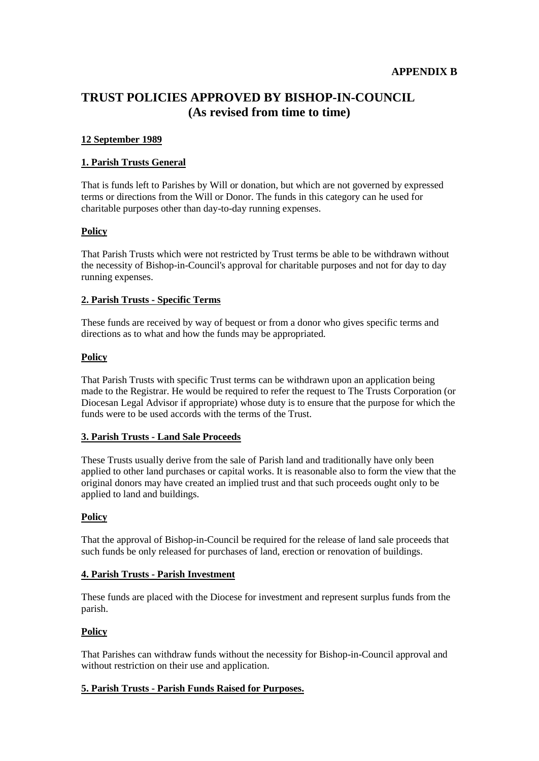**APPENDIX B**

# TRUST POLICIES APPROVED BY BISHOP-IN-COUNCIL (As revised from time to time)

**12 September 1989**

## 1. Parish Trusts General

That is funds left to Parishes by Will or donation, but which are not governed by expressed terms or directions from the Will or Donor. The funds in this category can he used for charitable purposes other than day-to-day running expenses.

### Policy

That Parish Trusts which were not restricted by Trust terms be able to be withdrawn without the necessity of Bishop-in-Council's approval for charitable purposes and not for day to day running expenses.

## 2. Parish Trusts - Specific Terms

These funds are received by way of bequest or from a donor who gives specific terms and directions as to what and how the funds may be appropriated.

### Policy

That Parish Trusts with specific Trust terms can be withdrawn upon an application being made to the Registrar. He would be required to refer the request to The Trusts Corporation (or Diocesan Legal Advisor if appropriate) whose duty is to ensure that the purpose for which the funds were to be used accords with the terms of the Trust.

## 3. Parish Trusts - Land Sale Proceeds

These Trusts usually derive from the sale of Parish land and traditionally have only been applied to other land purchases or capital works. It is reasonable also to form the view that the original donors may have created an implied trust and that such proceeds ought only to be applied to land and buildings.

### Policy

That the approval of Bishop-in-Council be required for the release of land sale proceeds that such funds be only released for purchases of land, erection or renovation of buildings.

## 4. Parish Trusts - Parish Investment

These funds are placed with the Diocese for investment and represent surplus funds from the parish.

### Policy

That Parishes can withdraw funds without the necessity for Bishop-in-Council approval and without restriction on their use and application.

## 5. Parish Trusts - Parish Funds Raised for Purposes.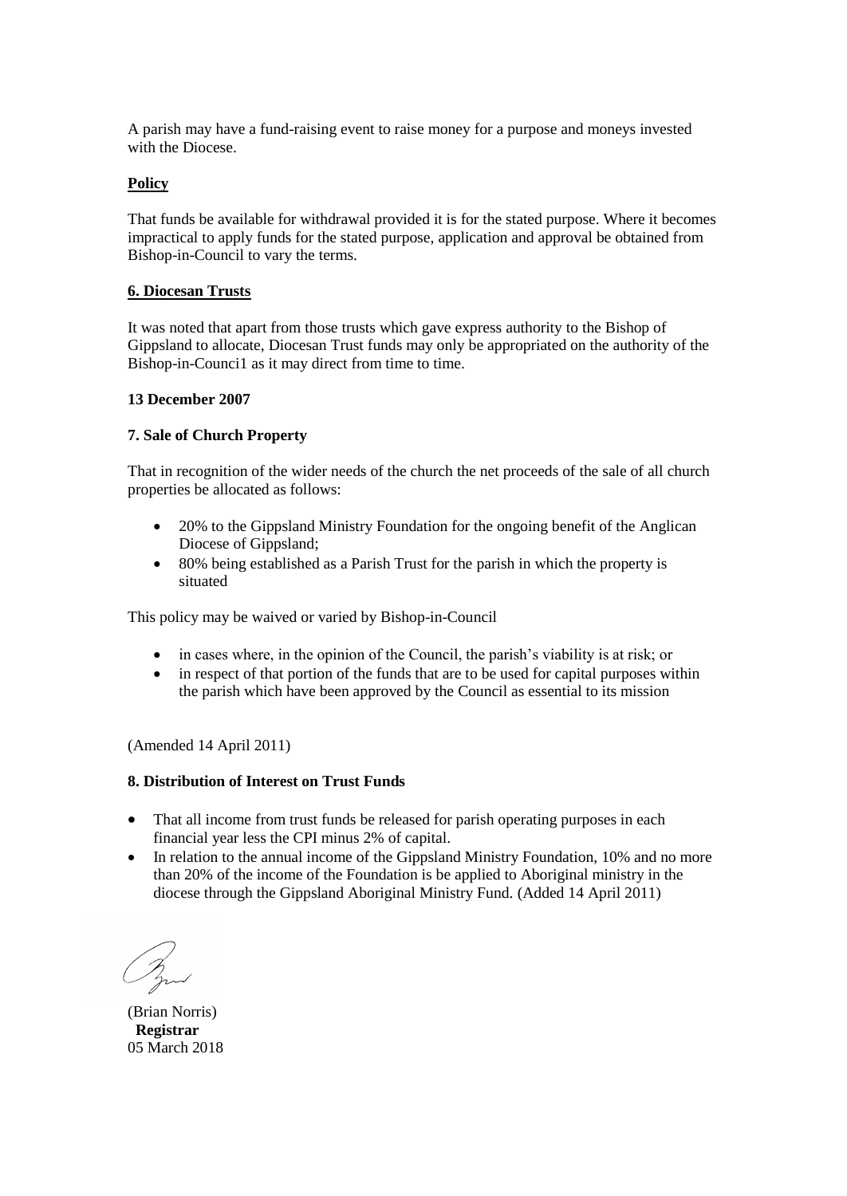A parish may have a fund-raising event to raise money for a purpose and moneys invested with the Diocese.

**Policy**

That funds be available for withdrawal provided it is for the stated purpose. Where it becomes impractical to apply funds for the stated purpose, application and approval be obtained from Bishop-in-Council to vary the terms.

**6. Diocesan Trusts**

It was noted that apart from those trusts which gave express authority to the Bishop of Gippsland to allocate, Diocesan Trust funds may only be appropriated on the authority of the Bishop-in-Counci1 as it may direct from time to time.

**13 December 2007**

**7. Sale of Church Property**

That in recognition of the wider needs of the church the net proceeds of the sale of all church properties be allocated as follows:

- 20% to the Gippsland Ministry Foundation for the ongoing benefit of the Anglican Diocese of Gippsland;
- 80% being established as a Parish Trust for the parish in which the property is situated

This policy may be waived or varied by Bishop-in-Council

- in cases where, in the opinion of the Council, the parish's viability is at risk; or
- in respect of that portion of the funds that are to be used for capital purposes within the parish which have been approved by the Council as essential to its mission

(Amended 14 April 2011)

**8. Distribution of Interest on Trust Funds**

- That all income from trust funds be released for parish operating purposes in each financial year less the CPI minus 2% of capital.
- In relation to the annual income of the Gippsland Ministry Foundation, 10% and no more than 20% of the income of the Foundation is be applied to Aboriginal ministry in the diocese through the Gippsland Aboriginal Ministry Fund. (Added 14 April 2011)

(Brian Norris)
**Registrar**
05 March 2018